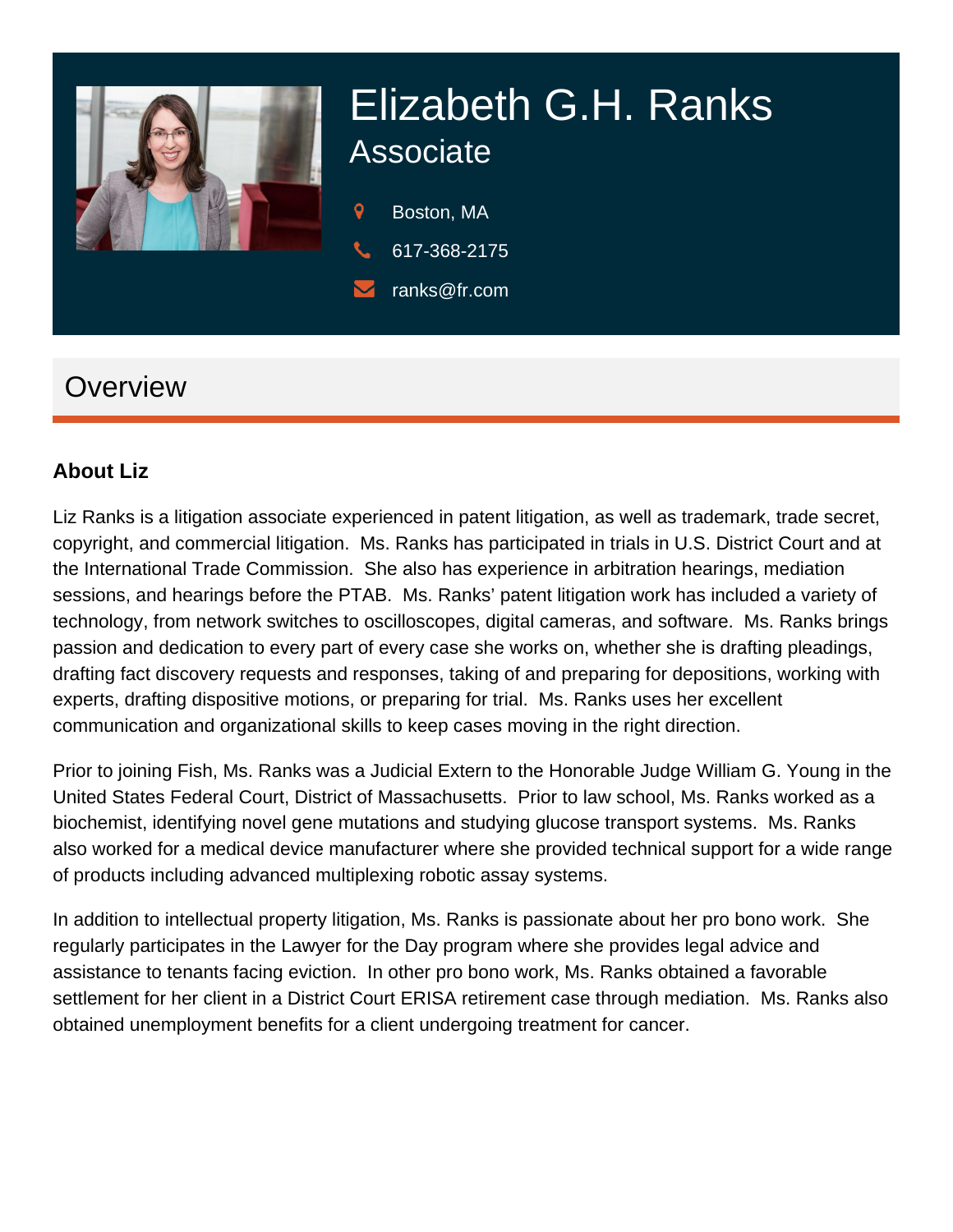# Elizabeth G.H. Ranks

## Associate

Boston, MA

617-368-2175

ranks@fr.com

## Overview

### About Liz

Liz Ranks is a litigation associate experienced in patent litigation, as well as trademark, trade secret, copyright, and commercial litigation. Ms. Ranks has participated in trials in U.S. District Court and at the International Trade Commission. She also has experience in arbitration hearings, mediation sessions, and hearings before the PTAB. Ms. Ranks' patent litigation work has included a variety of technology, from network switches to oscilloscopes, digital cameras, and software. Ms. Ranks brings passion and dedication to every part of every case she works on, whether she is drafting pleadings, drafting fact discovery requests and responses, taking of and preparing for depositions, working with experts, drafting dispositive motions, or preparing for trial. Ms. Ranks uses her excellent communication and organizational skills to keep cases moving in the right direction.

Prior to joining Fish, Ms. Ranks was a Judicial Extern to the Honorable Judge William G. Young in the United States Federal Court, District of Massachusetts. Prior to law school, Ms. Ranks worked as a biochemist, identifying novel gene mutations and studying glucose transport systems. Ms. Ranks also worked for a medical device manufacturer where she provided technical support for a wide range of products including advanced multiplexing robotic assay systems.

In addition to intellectual property litigation, Ms. Ranks is passionate about her pro bono work. She regularly participates in the Lawyer for the Day program where she provides legal advice and assistance to tenants facing eviction. In other pro bono work, Ms. Ranks obtained a favorable settlement for her client in a District Court ERISA retirement case through mediation. Ms. Ranks also obtained unemployment benefits for a client undergoing treatment for cancer.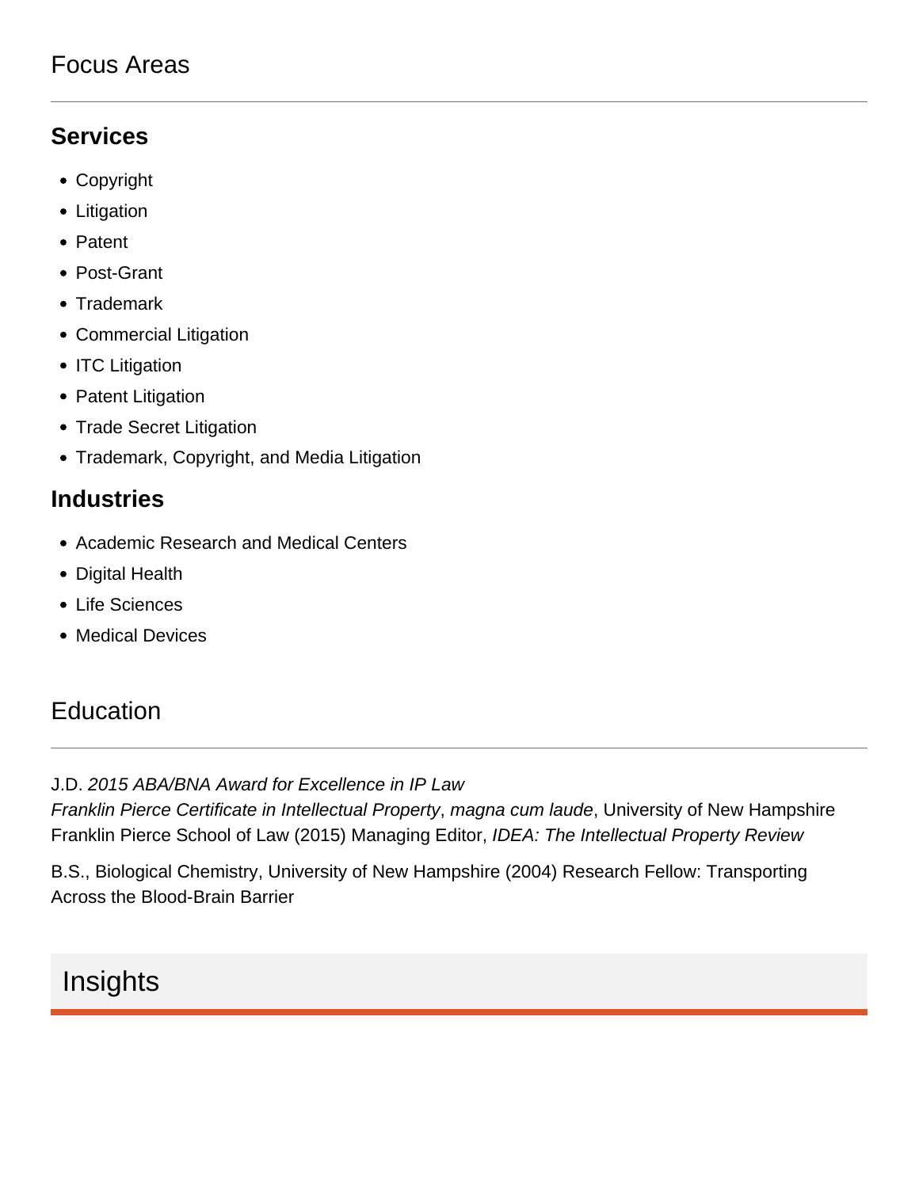## Focus Areas

### Services

- Copyright
- Litigation
- Patent
- Post-Grant
- Trademark
- Commercial Litigation
- ITC Litigation
- Patent Litigation
- Trade Secret Litigation
- Trademark, Copyright, and Media Litigation

### Industries

- Academic Research and Medical Centers
- Digital Health
- Life Sciences
- Medical Devices

## Education

J.D. *2015 ABA/BNA Award for Excellence in IP Law*
*Franklin Pierce Certificate in Intellectual Property*, *magna cum laude*, University of New Hampshire Franklin Pierce School of Law (2015) Managing Editor, *IDEA: The Intellectual Property Review*

B.S., Biological Chemistry, University of New Hampshire (2004) Research Fellow: Transporting Across the Blood-Brain Barrier

## Insights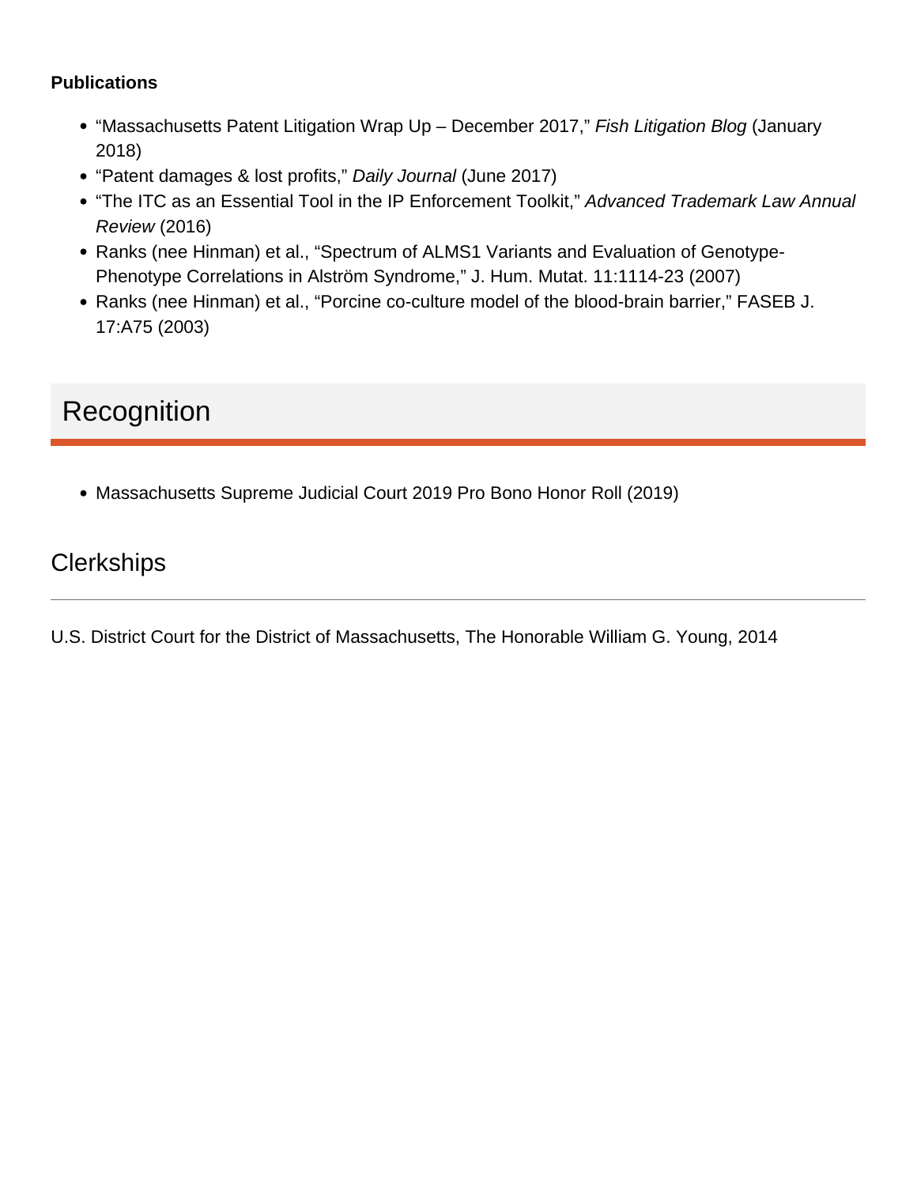**Publications**

- "Massachusetts Patent Litigation Wrap Up – December 2017," *Fish Litigation Blog* (January 2018)
- "Patent damages & lost profits," *Daily Journal* (June 2017)
- "The ITC as an Essential Tool in the IP Enforcement Toolkit," *Advanced Trademark Law Annual Review* (2016)
- Ranks (nee Hinman) et al., "Spectrum of ALMS1 Variants and Evaluation of Genotype-Phenotype Correlations in Alström Syndrome," J. Hum. Mutat. 11:1114-23 (2007)
- Ranks (nee Hinman) et al., "Porcine co-culture model of the blood-brain barrier," FASEB J. 17:A75 (2003)

# Recognition

- Massachusetts Supreme Judicial Court 2019 Pro Bono Honor Roll (2019)

## Clerkships

U.S. District Court for the District of Massachusetts, The Honorable William G. Young, 2014